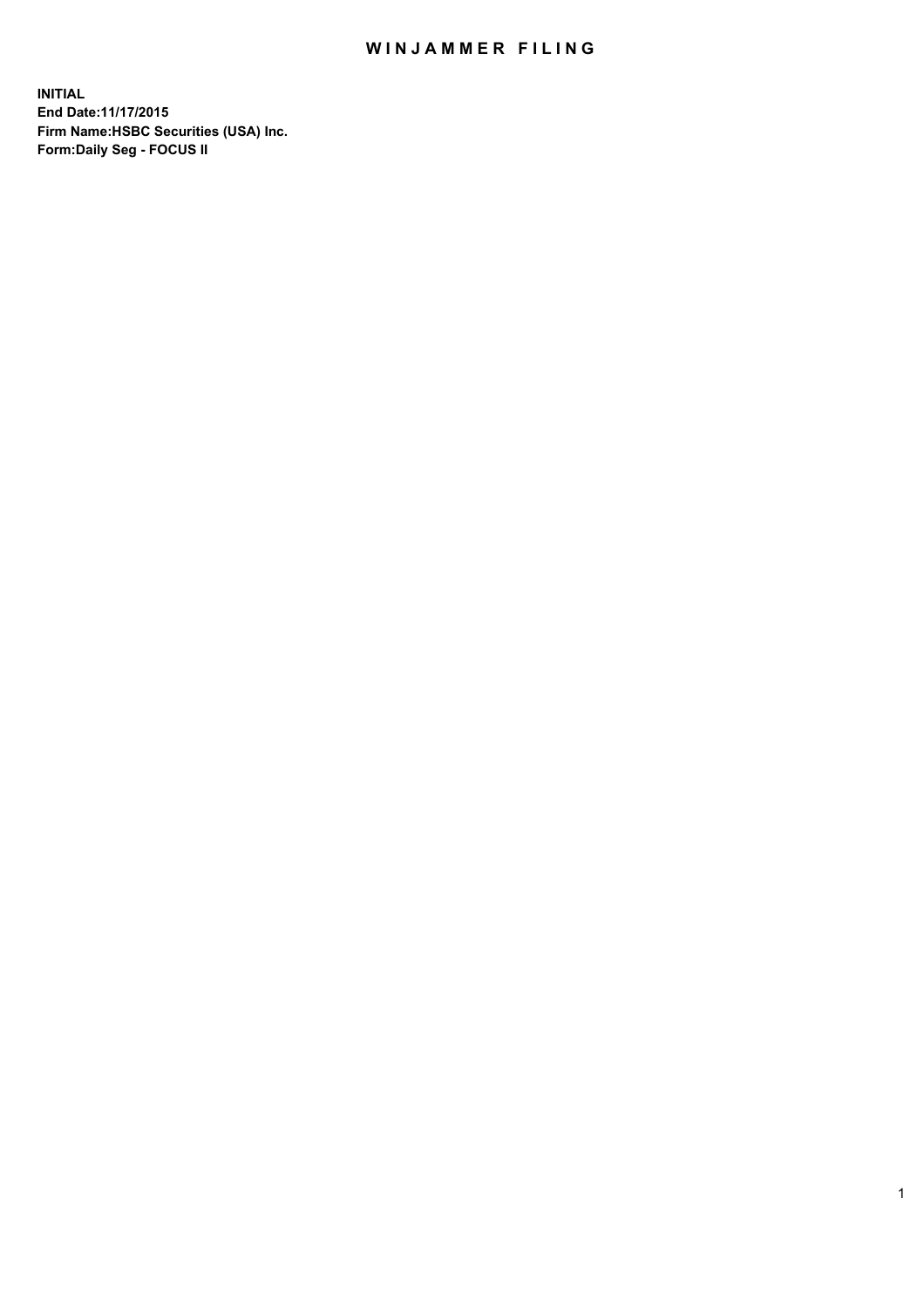# WINJAMMER FILING

**INITIAL**
**End Date:11/17/2015**
**Firm Name:HSBC Securities (USA) Inc.**
**Form:Daily Seg - FOCUS II**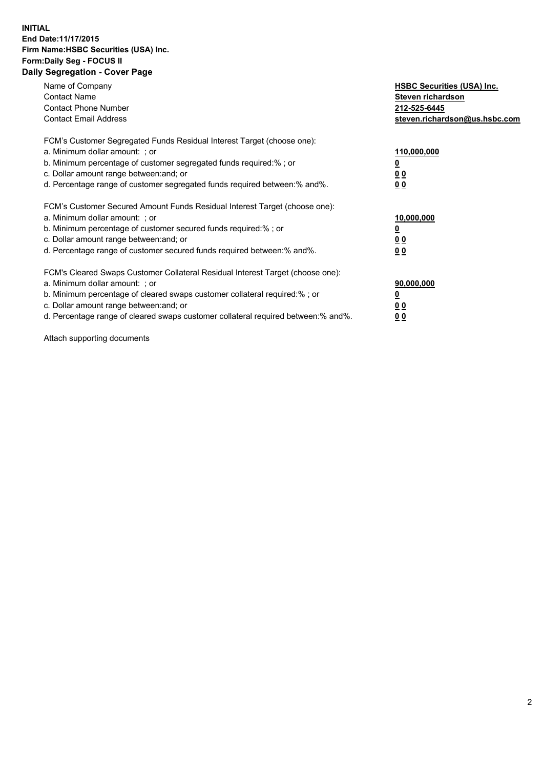**INITIAL**
**End Date:11/17/2015**
**Firm Name:HSBC Securities (USA) Inc.**
**Form:Daily Seg - FOCUS II**
**Daily Segregation - Cover Page**

| | |
|---|---|
| Name of Company | **HSBC Securities (USA) Inc.** |
| Contact Name | **Steven richardson** |
| Contact Phone Number | **212-525-6445** |
| Contact Email Address | **steven.richardson@us.hsbc.com** |

| | |
|---|---|
| FCM's Customer Segregated Funds Residual Interest Target (choose one): | |
| a. Minimum dollar amount: ; or | **110,000,000** |
| b. Minimum percentage of customer segregated funds required:% ; or | **0** |
| c. Dollar amount range between:and; or | **0 0** |
| d. Percentage range of customer segregated funds required between:% and%. | **0 0** |

| | |
|---|---|
| FCM's Customer Secured Amount Funds Residual Interest Target (choose one): | |
| a. Minimum dollar amount: ; or | **10,000,000** |
| b. Minimum percentage of customer secured funds required:% ; or | **0** |
| c. Dollar amount range between:and; or | **0 0** |
| d. Percentage range of customer secured funds required between:% and%. | **0 0** |

| | |
|---|---|
| FCM's Cleared Swaps Customer Collateral Residual Interest Target (choose one): | |
| a. Minimum dollar amount: ; or | **90,000,000** |
| b. Minimum percentage of cleared swaps customer collateral required:% ; or | **0** |
| c. Dollar amount range between:and; or | **0 0** |
| d. Percentage range of cleared swaps customer collateral required between:% and%. | **0 0** |

Attach supporting documents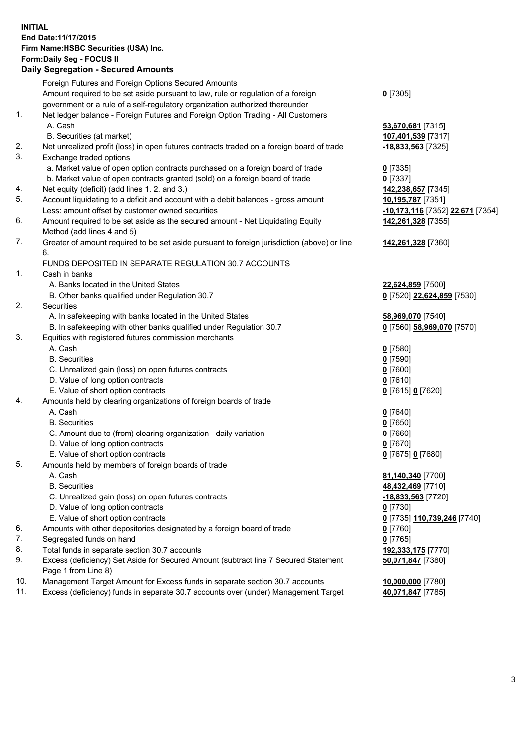**INITIAL**
**End Date:11/17/2015**
**Firm Name:HSBC Securities (USA) Inc.**
**Form:Daily Seg - FOCUS II**
**Daily Segregation - Secured Amounts**

| | | |
|---|---|---|
| | Foreign Futures and Foreign Options Secured Amounts | |
| | Amount required to be set aside pursuant to law, rule or regulation of a foreign government or a rule of a self-regulatory organization authorized thereunder | **0** [7305] |
| 1. | Net ledger balance - Foreign Futures and Foreign Option Trading - All Customers | |
| | A. Cash | **53,670,681** [7315] |
| | B. Securities (at market) | **107,401,539** [7317] |
| 2. | Net unrealized profit (loss) in open futures contracts traded on a foreign board of trade | **-18,833,563** [7325] |
| 3. | Exchange traded options | |
| | a. Market value of open option contracts purchased on a foreign board of trade | **0** [7335] |
| | b. Market value of open contracts granted (sold) on a foreign board of trade | **0** [7337] |
| 4. | Net equity (deficit) (add lines 1. 2. and 3.) | **142,238,657** [7345] |
| 5. | Account liquidating to a deficit and account with a debit balances - gross amount | **10,195,787** [7351] |
| | Less: amount offset by customer owned securities | **-10,173,116** [7352] **22,671** [7354] |
| 6. | Amount required to be set aside as the secured amount - Net Liquidating Equity Method (add lines 4 and 5) | **142,261,328** [7355] |
| 7. | Greater of amount required to be set aside pursuant to foreign jurisdiction (above) or line 6. | **142,261,328** [7360] |
| | FUNDS DEPOSITED IN SEPARATE REGULATION 30.7 ACCOUNTS | |
| 1. | Cash in banks | |
| | A. Banks located in the United States | **22,624,859** [7500] |
| | B. Other banks qualified under Regulation 30.7 | **0** [7520] **22,624,859** [7530] |
| 2. | Securities | |
| | A. In safekeeping with banks located in the United States | **58,969,070** [7540] |
| | B. In safekeeping with other banks qualified under Regulation 30.7 | **0** [7560] **58,969,070** [7570] |
| 3. | Equities with registered futures commission merchants | |
| | A. Cash | **0** [7580] |
| | B. Securities | **0** [7590] |
| | C. Unrealized gain (loss) on open futures contracts | **0** [7600] |
| | D. Value of long option contracts | **0** [7610] |
| | E. Value of short option contracts | **0** [7615] **0** [7620] |
| 4. | Amounts held by clearing organizations of foreign boards of trade | |
| | A. Cash | **0** [7640] |
| | B. Securities | **0** [7650] |
| | C. Amount due to (from) clearing organization - daily variation | **0** [7660] |
| | D. Value of long option contracts | **0** [7670] |
| | E. Value of short option contracts | **0** [7675] **0** [7680] |
| 5. | Amounts held by members of foreign boards of trade | |
| | A. Cash | **81,140,340** [7700] |
| | B. Securities | **48,432,469** [7710] |
| | C. Unrealized gain (loss) on open futures contracts | **-18,833,563** [7720] |
| | D. Value of long option contracts | **0** [7730] |
| | E. Value of short option contracts | **0** [7735] **110,739,246** [7740] |
| 6. | Amounts with other depositories designated by a foreign board of trade | **0** [7760] |
| 7. | Segregated funds on hand | **0** [7765] |
| 8. | Total funds in separate section 30.7 accounts | **192,333,175** [7770] |
| 9. | Excess (deficiency) Set Aside for Secured Amount (subtract line 7 Secured Statement Page 1 from Line 8) | **50,071,847** [7380] |
| 10. | Management Target Amount for Excess funds in separate section 30.7 accounts | **10,000,000** [7780] |
| 11. | Excess (deficiency) funds in separate 30.7 accounts over (under) Management Target | **40,071,847** [7785] |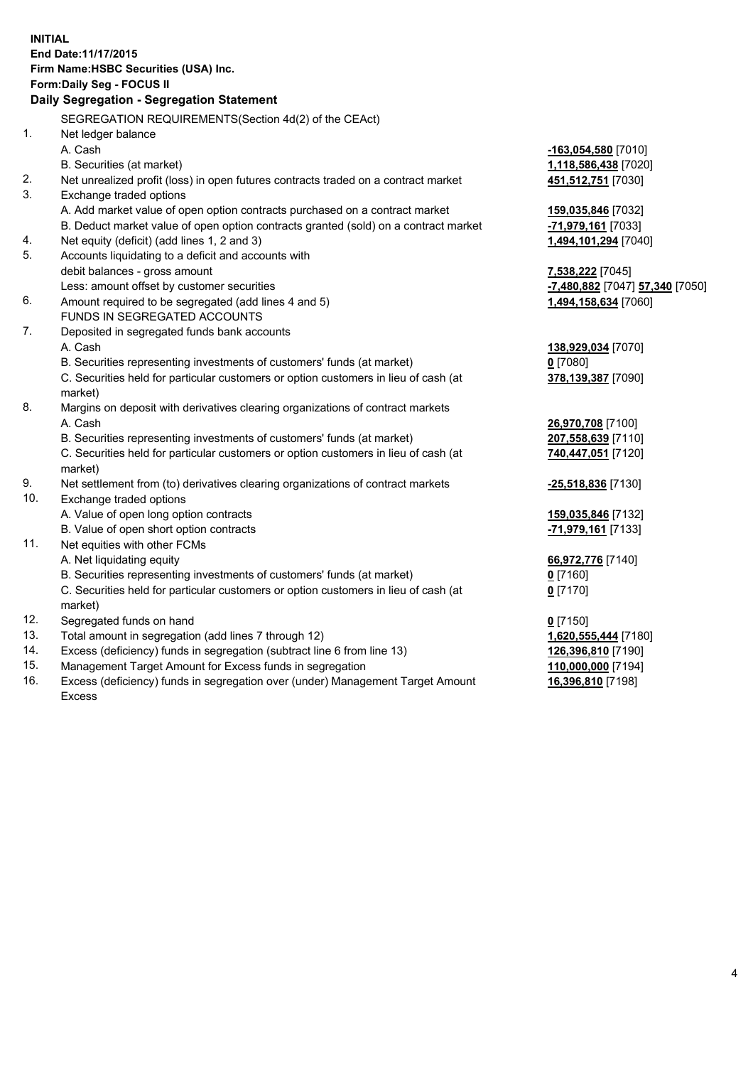**INITIAL**
**End Date:11/17/2015**
**Firm Name:HSBC Securities (USA) Inc.**
**Form:Daily Seg - FOCUS II**
**Daily Segregation - Segregation Statement**

| | | |
|---|---|---|
| | SEGREGATION REQUIREMENTS(Section 4d(2) of the CEAct) | |
| 1. | Net ledger balance | |
| | A. Cash | **-163,054,580** [7010] |
| | B. Securities (at market) | **1,118,586,438** [7020] |
| 2. | Net unrealized profit (loss) in open futures contracts traded on a contract market | **451,512,751** [7030] |
| 3. | Exchange traded options | |
| | A. Add market value of open option contracts purchased on a contract market | **159,035,846** [7032] |
| | B. Deduct market value of open option contracts granted (sold) on a contract market | **-71,979,161** [7033] |
| 4. | Net equity (deficit) (add lines 1, 2 and 3) | **1,494,101,294** [7040] |
| 5. | Accounts liquidating to a deficit and accounts with debit balances - gross amount | **7,538,222** [7045] |
| | Less: amount offset by customer securities | **-7,480,882** [7047] **57,340** [7050] |
| 6. | Amount required to be segregated (add lines 4 and 5) | **1,494,158,634** [7060] |
| | FUNDS IN SEGREGATED ACCOUNTS | |
| 7. | Deposited in segregated funds bank accounts | |
| | A. Cash | **138,929,034** [7070] |
| | B. Securities representing investments of customers' funds (at market) | **0** [7080] |
| | C. Securities held for particular customers or option customers in lieu of cash (at market) | **378,139,387** [7090] |
| 8. | Margins on deposit with derivatives clearing organizations of contract markets | |
| | A. Cash | **26,970,708** [7100] |
| | B. Securities representing investments of customers' funds (at market) | **207,558,639** [7110] |
| | C. Securities held for particular customers or option customers in lieu of cash (at market) | **740,447,051** [7120] |
| 9. | Net settlement from (to) derivatives clearing organizations of contract markets | **-25,518,836** [7130] |
| 10. | Exchange traded options | |
| | A. Value of open long option contracts | **159,035,846** [7132] |
| | B. Value of open short option contracts | **-71,979,161** [7133] |
| 11. | Net equities with other FCMs | |
| | A. Net liquidating equity | **66,972,776** [7140] |
| | B. Securities representing investments of customers' funds (at market) | **0** [7160] |
| | C. Securities held for particular customers or option customers in lieu of cash (at market) | **0** [7170] |
| 12. | Segregated funds on hand | **0** [7150] |
| 13. | Total amount in segregation (add lines 7 through 12) | **1,620,555,444** [7180] |
| 14. | Excess (deficiency) funds in segregation (subtract line 6 from line 13) | **126,396,810** [7190] |
| 15. | Management Target Amount for Excess funds in segregation | **110,000,000** [7194] |
| 16. | Excess (deficiency) funds in segregation over (under) Management Target Amount Excess | **16,396,810** [7198] |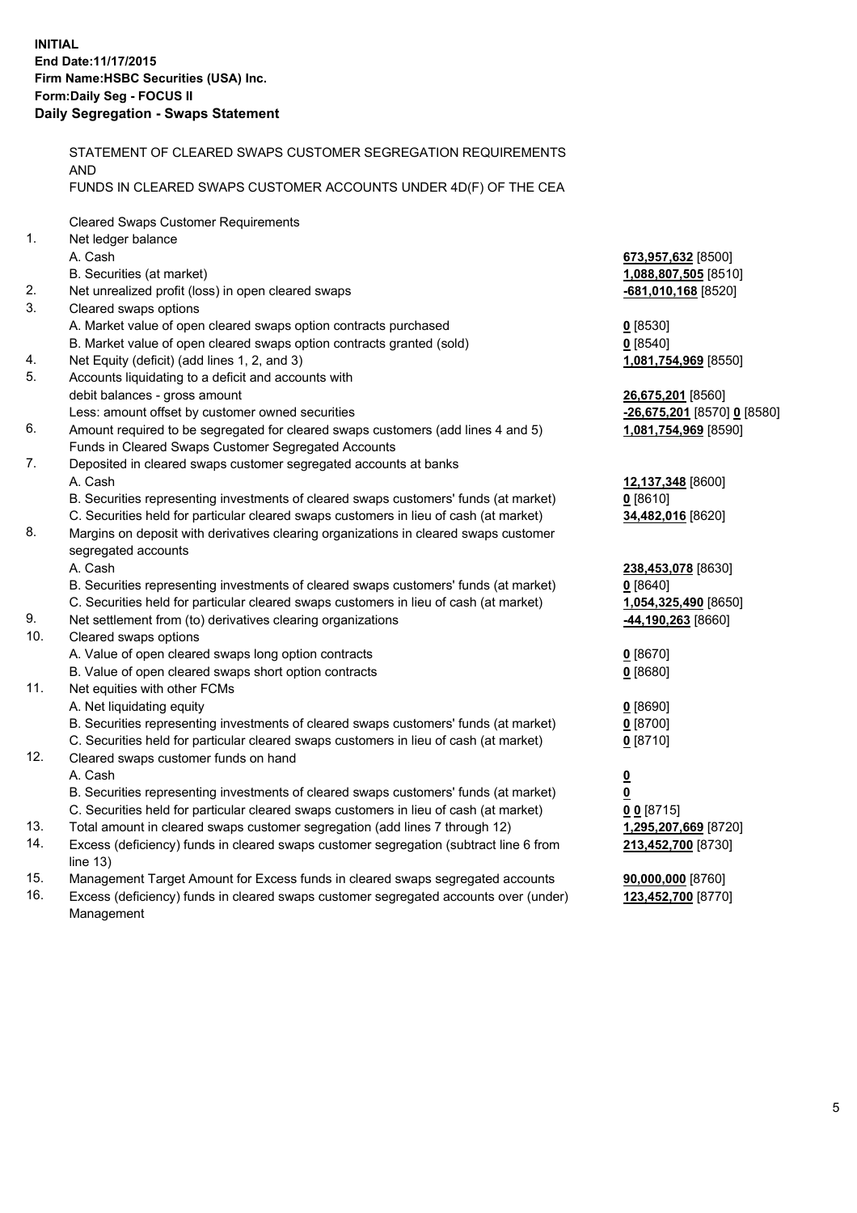**INITIAL**
**End Date:11/17/2015**
**Firm Name:HSBC Securities (USA) Inc.**
**Form:Daily Seg - FOCUS II**
**Daily Segregation - Swaps Statement**

STATEMENT OF CLEARED SWAPS CUSTOMER SEGREGATION REQUIREMENTS AND FUNDS IN CLEARED SWAPS CUSTOMER ACCOUNTS UNDER 4D(F) OF THE CEA

| | | |
|---|---|---|
| | Cleared Swaps Customer Requirements | |
| 1. | Net ledger balance | |
| | A. Cash | **673,957,632** [8500] |
| | B. Securities (at market) | **1,088,807,505** [8510] |
| 2. | Net unrealized profit (loss) in open cleared swaps | **-681,010,168** [8520] |
| 3. | Cleared swaps options | |
| | A. Market value of open cleared swaps option contracts purchased | **0** [8530] |
| | B. Market value of open cleared swaps option contracts granted (sold) | **0** [8540] |
| 4. | Net Equity (deficit) (add lines 1, 2, and 3) | **1,081,754,969** [8550] |
| 5. | Accounts liquidating to a deficit and accounts with debit balances - gross amount | **26,675,201** [8560] |
| | Less: amount offset by customer owned securities | **-26,675,201** [8570] **0** [8580] |
| 6. | Amount required to be segregated for cleared swaps customers (add lines 4 and 5) | **1,081,754,969** [8590] |
| | Funds in Cleared Swaps Customer Segregated Accounts | |
| 7. | Deposited in cleared swaps customer segregated accounts at banks | |
| | A. Cash | **12,137,348** [8600] |
| | B. Securities representing investments of cleared swaps customers' funds (at market) | **0** [8610] |
| | C. Securities held for particular cleared swaps customers in lieu of cash (at market) | **34,482,016** [8620] |
| 8. | Margins on deposit with derivatives clearing organizations in cleared swaps customer segregated accounts | |
| | A. Cash | **238,453,078** [8630] |
| | B. Securities representing investments of cleared swaps customers' funds (at market) | **0** [8640] |
| | C. Securities held for particular cleared swaps customers in lieu of cash (at market) | **1,054,325,490** [8650] |
| 9. | Net settlement from (to) derivatives clearing organizations | **-44,190,263** [8660] |
| 10. | Cleared swaps options | |
| | A. Value of open cleared swaps long option contracts | **0** [8670] |
| | B. Value of open cleared swaps short option contracts | **0** [8680] |
| 11. | Net equities with other FCMs | |
| | A. Net liquidating equity | **0** [8690] |
| | B. Securities representing investments of cleared swaps customers' funds (at market) | **0** [8700] |
| | C. Securities held for particular cleared swaps customers in lieu of cash (at market) | **0** [8710] |
| 12. | Cleared swaps customer funds on hand | |
| | A. Cash | **0** |
| | B. Securities representing investments of cleared swaps customers' funds (at market) | **0** |
| | C. Securities held for particular cleared swaps customers in lieu of cash (at market) | **0** **0** [8715] |
| 13. | Total amount in cleared swaps customer segregation (add lines 7 through 12) | **1,295,207,669** [8720] |
| 14. | Excess (deficiency) funds in cleared swaps customer segregation (subtract line 6 from line 13) | **213,452,700** [8730] |
| 15. | Management Target Amount for Excess funds in cleared swaps segregated accounts | **90,000,000** [8760] |
| 16. | Excess (deficiency) funds in cleared swaps customer segregated accounts over (under) Management | **123,452,700** [8770] |